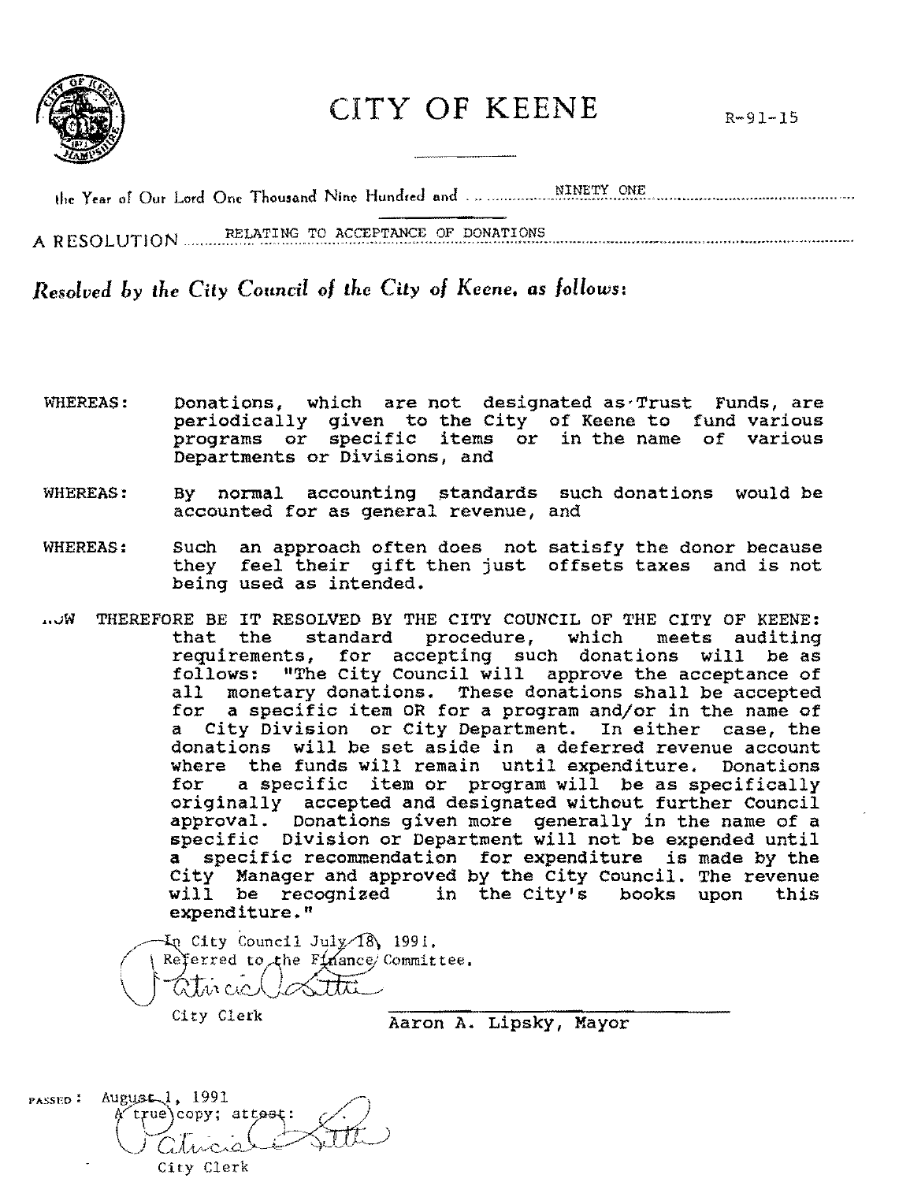# CITY OF KEENE

R-91-15

the Year of Our Lord One Thousand Nine Hundred and NINETY ONE

A RESOLUTION RELATING TO ACCEPTANCE OF DONATIONS

*Resolved by the City Council of the City of Keene, as follows:*

WHEREAS: Donations, which are not designated as Trust Funds, are periodically given to the City of Keene to fund various programs or specific items or in the name of various Departments or Divisions, and

WHEREAS: By normal accounting standards such donations would be accounted for as general revenue, and

WHEREAS: Such an approach often does not satisfy the donor because they feel their gift then just offsets taxes and is not being used as intended.

NOW THEREFORE BE IT RESOLVED BY THE CITY COUNCIL OF THE CITY OF KEENE: that the standard procedure, which meets auditing requirements, for accepting such donations will be as follows: "The City Council will approve the acceptance of all monetary donations. These donations shall be accepted for a specific item OR for a program and/or in the name of a City Division or City Department. In either case, the donations will be set aside in a deferred revenue account where the funds will remain until expenditure. Donations for a specific item or program will be as specifically originally accepted and designated without further Council approval. Donations given more generally in the name of a specific Division or Department will not be expended until a specific recommendation for expenditure is made by the City Manager and approved by the City Council. The revenue will be recognized in the City's books upon this expenditure."

In City Council July 18, 1991.
Referred to the Finance Committee.

City Clerk

Aaron A. Lipsky, Mayor

PASSED: August 1, 1991
A true copy; attest:

City Clerk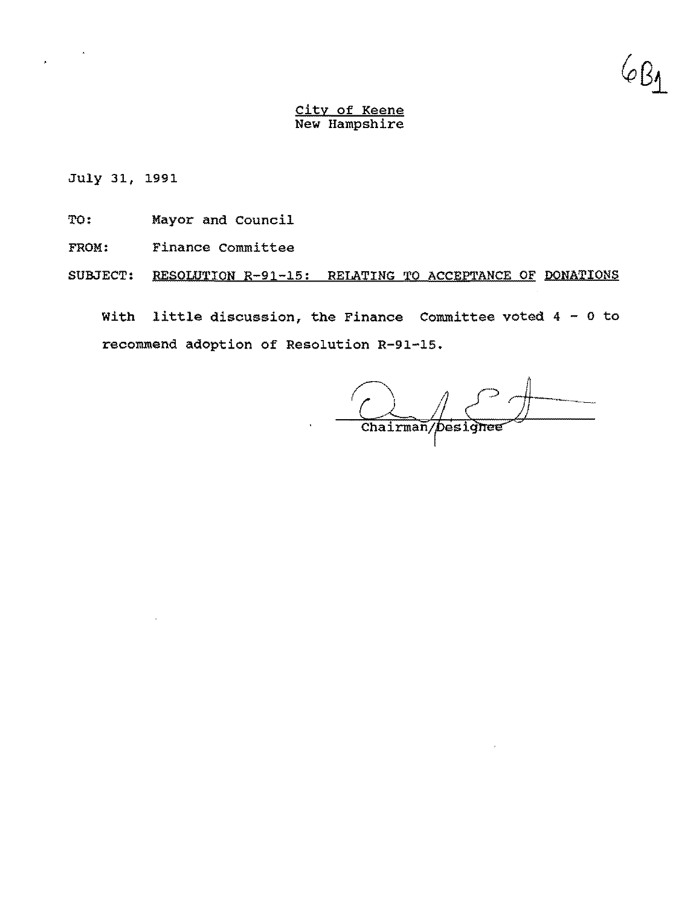6B1

City of Keene
New Hampshire

July 31, 1991

TO: Mayor and Council

FROM: Finance Committee

SUBJECT: RESOLUTION R-91-15: RELATING TO ACCEPTANCE OF DONATIONS

With little discussion, the Finance Committee voted 4 - 0 to recommend adoption of Resolution R-91-15.

Chairman/Designee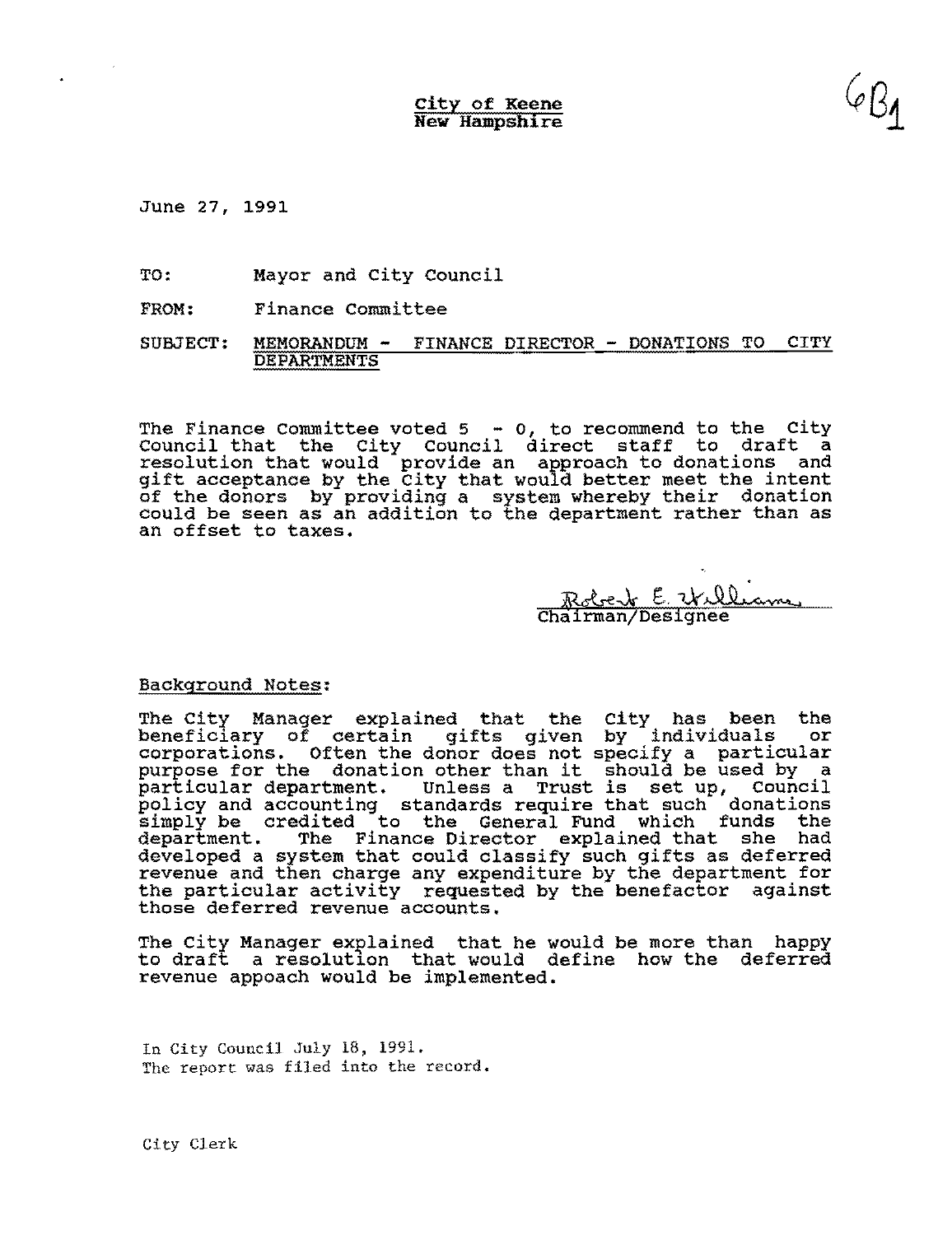**City of Keene**
**New Hampshire**

6B1

June 27, 1991

TO: Mayor and City Council

FROM: Finance Committee

SUBJECT: MEMORANDUM - FINANCE DIRECTOR - DONATIONS TO CITY DEPARTMENTS

The Finance Committee voted 5 - 0, to recommend to the City Council that the City Council direct staff to draft a resolution that would provide an approach to donations and gift acceptance by the City that would better meet the intent of the donors by providing a system whereby their donation could be seen as an addition to the department rather than as an offset to taxes.

Robert E. Williams
Chairman/Designee

Background Notes:

The City Manager explained that the City has been the beneficiary of certain gifts given by individuals or corporations. Often the donor does not specify a particular purpose for the donation other than it should be used by a particular department. Unless a Trust is set up, Council policy and accounting standards require that such donations simply be credited to the General Fund which funds the department. The Finance Director explained that she had developed a system that could classify such gifts as deferred revenue and then charge any expenditure by the department for the particular activity requested by the benefactor against those deferred revenue accounts.

The City Manager explained that he would be more than happy to draft a resolution that would define how the deferred revenue appoach would be implemented.

In City Council July 18, 1991.
The report was filed into the record.

City Clerk